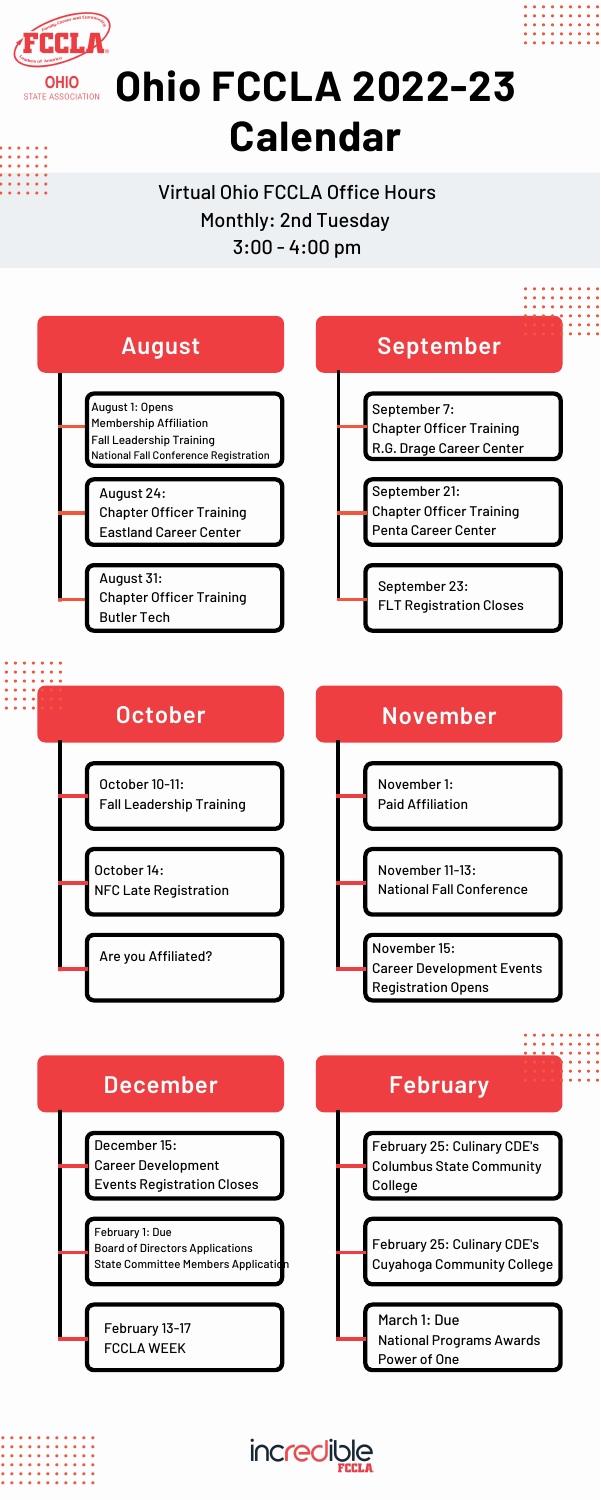# Ohio FCCLA 2022-23 Calendar

Virtual Ohio FCCLA Office Hours
Monthly: 2nd Tuesday
3:00 - 4:00 pm

## August

- August 1: Opens
  Membership Affiliation
  Fall Leadership Training
  National Fall Conference Registration
- August 24:
  Chapter Officer Training
  Eastland Career Center
- August 31:
  Chapter Officer Training
  Butler Tech

## September

- September 7:
  Chapter Officer Training
  R.G. Drage Career Center
- September 21:
  Chapter Officer Training
  Penta Career Center
- September 23:
  FLT Registration Closes

## October

- October 10-11:
  Fall Leadership Training
- October 14:
  NFC Late Registration
- Are you Affiliated?

## November

- November 1:
  Paid Affiliation
- November 11-13:
  National Fall Conference
- November 15:
  Career Development Events
  Registration Opens

## December

- December 15:
  Career Development
  Events Registration Closes
- February 1: Due
  Board of Directors Applications
  State Committee Members Application
- February 13-17
  FCCLA WEEK

## February

- February 25: Culinary CDE's
  Columbus State Community
  College
- February 25: Culinary CDE's
  Cuyahoga Community College
- March 1: Due
  National Programs Awards
  Power of One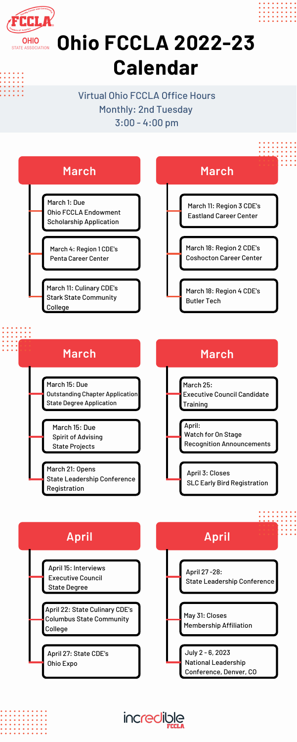# Ohio FCCLA 2022-23 Calendar

Virtual Ohio FCCLA Office Hours
Monthly: 2nd Tuesday
3:00 - 4:00 pm

## March

- March 1: Due
  Ohio FCCLA Endowment Scholarship Application
- March 4: Region 1 CDE's
  Penta Career Center
- March 11: Culinary CDE's
  Stark State Community College

## March

- March 11: Region 3 CDE's
  Eastland Career Center
- March 18: Region 2 CDE's
  Coshocton Career Center
- March 18: Region 4 CDE's
  Butler Tech

## March

- March 15: Due
  Outstanding Chapter Application
  State Degree Application
- March 15: Due
  Spirit of Advising
  State Projects
- March 21: Opens
  State Leadership Conference Registration

## March

- March 25:
  Executive Council Candidate Training
- April:
  Watch for On Stage Recognition Announcements
- April 3: Closes
  SLC Early Bird Registration

## April

- April 15: Interviews
  Executive Council
  State Degree
- April 22: State Culinary CDE's
  Columbus State Community College
- April 27: State CDE's
  Ohio Expo

## April

- April 27 -28:
  State Leadership Conference
- May 31: Closes
  Membership Affiliation
- July 2 - 6, 2023
  National Leadership Conference, Denver, CO

incredible FCCLA